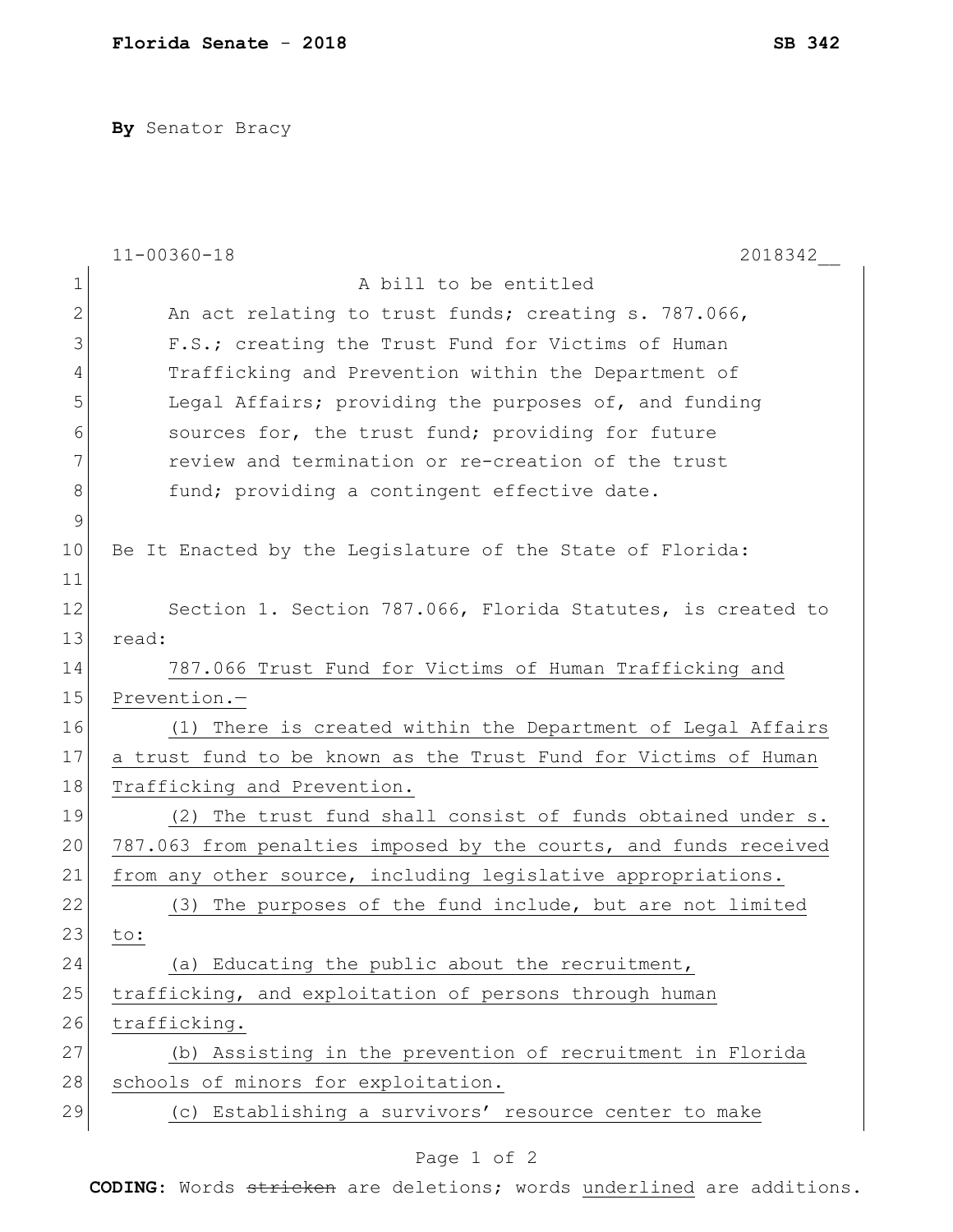**Florida Senate - 2018** **SB 342**

**By** Senator Bracy

11-00360-18 2018342__

A bill to be entitled

An act relating to trust funds; creating s. 787.066, F.S.; creating the Trust Fund for Victims of Human Trafficking and Prevention within the Department of Legal Affairs; providing the purposes of, and funding sources for, the trust fund; providing for future review and termination or re-creation of the trust fund; providing a contingent effective date.

Be It Enacted by the Legislature of the State of Florida:

Section 1. Section 787.066, Florida Statutes, is created to read:

787.066 Trust Fund for Victims of Human Trafficking and Prevention.—

(1) There is created within the Department of Legal Affairs a trust fund to be known as the Trust Fund for Victims of Human Trafficking and Prevention.

(2) The trust fund shall consist of funds obtained under s. 787.063 from penalties imposed by the courts, and funds received from any other source, including legislative appropriations.

(3) The purposes of the fund include, but are not limited to:

(a) Educating the public about the recruitment, trafficking, and exploitation of persons through human trafficking.

(b) Assisting in the prevention of recruitment in Florida schools of minors for exploitation.

(c) Establishing a survivors' resource center to make

**CODING:** Words ~~stricken~~ are deletions; words underlined are additions.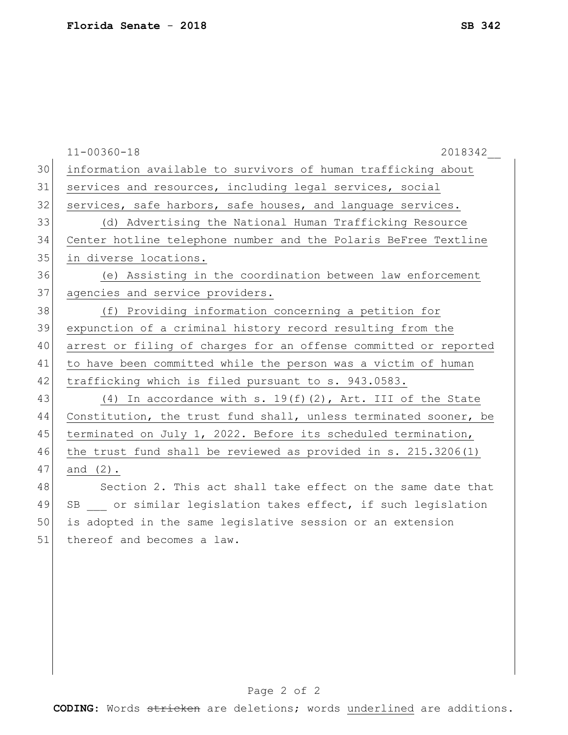information available to survivors of human trafficking about services and resources, including legal services, social services, safe harbors, safe houses, and language services.

(d) Advertising the National Human Trafficking Resource Center hotline telephone number and the Polaris BeFree Textline in diverse locations.

(e) Assisting in the coordination between law enforcement agencies and service providers.

(f) Providing information concerning a petition for expunction of a criminal history record resulting from the arrest or filing of charges for an offense committed or reported to have been committed while the person was a victim of human trafficking which is filed pursuant to s. 943.0583.

(4) In accordance with s. 19(f)(2), Art. III of the State Constitution, the trust fund shall, unless terminated sooner, be terminated on July 1, 2022. Before its scheduled termination, the trust fund shall be reviewed as provided in s. 215.3206(1) and (2).

Section 2. This act shall take effect on the same date that SB ___ or similar legislation takes effect, if such legislation is adopted in the same legislative session or an extension thereof and becomes a law.